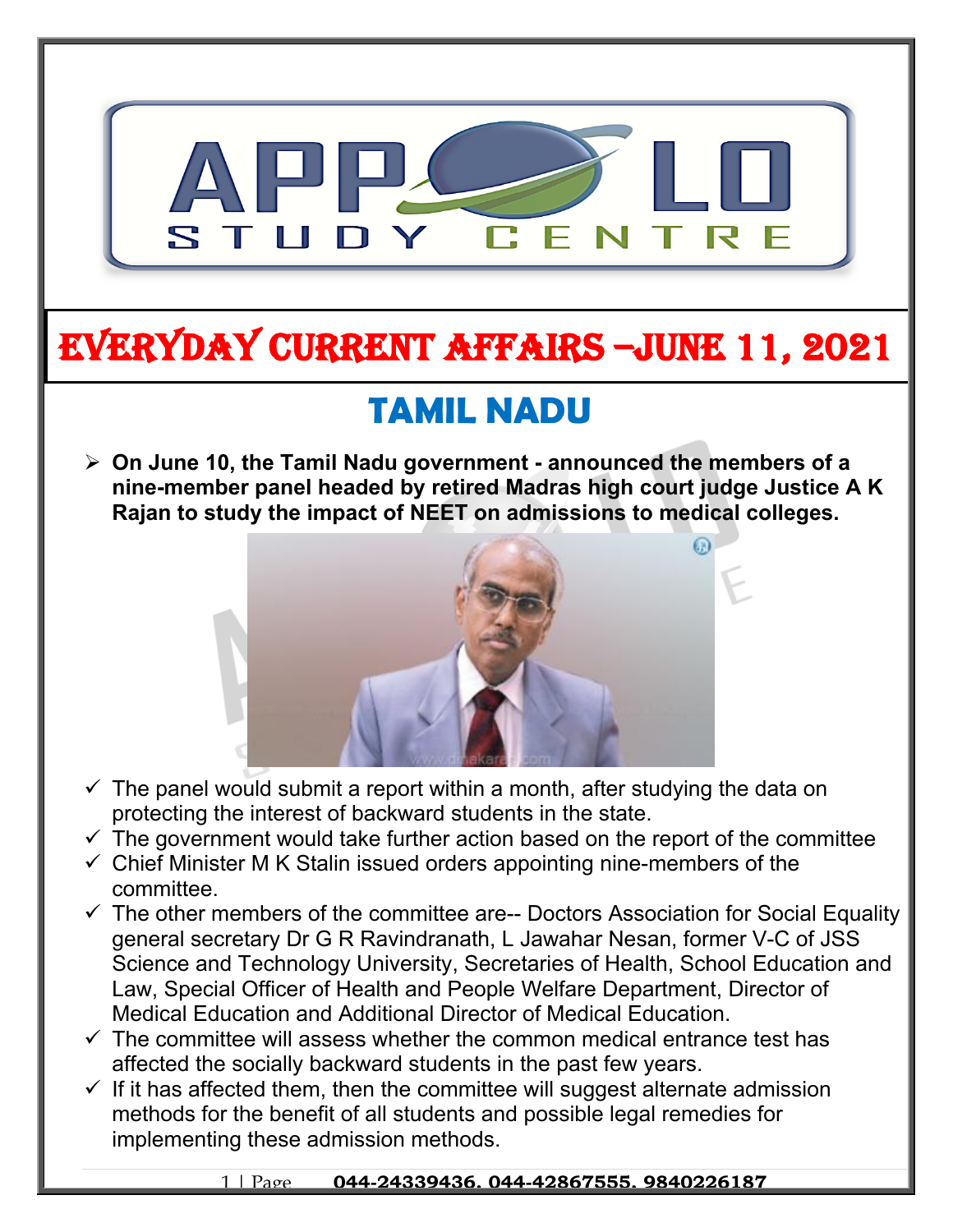# EVERYDAY CURRENT AFFAIRS –JUNE 11, 2021

## TAMIL NADU

- **On June 10, the Tamil Nadu government - announced the members of a nine-member panel headed by retired Madras high court judge Justice A K Rajan to study the impact of NEET on admissions to medical colleges.**

  - ✓ The panel would submit a report within a month, after studying the data on protecting the interest of backward students in the state.
  - ✓ The government would take further action based on the report of the committee
  - ✓ Chief Minister M K Stalin issued orders appointing nine-members of the committee.
  - ✓ The other members of the committee are-- Doctors Association for Social Equality general secretary Dr G R Ravindranath, L Jawahar Nesan, former V-C of JSS Science and Technology University, Secretaries of Health, School Education and Law, Special Officer of Health and People Welfare Department, Director of Medical Education and Additional Director of Medical Education.
  - ✓ The committee will assess whether the common medical entrance test has affected the socially backward students in the past few years.
  - ✓ If it has affected them, then the committee will suggest alternate admission methods for the benefit of all students and possible legal remedies for implementing these admission methods.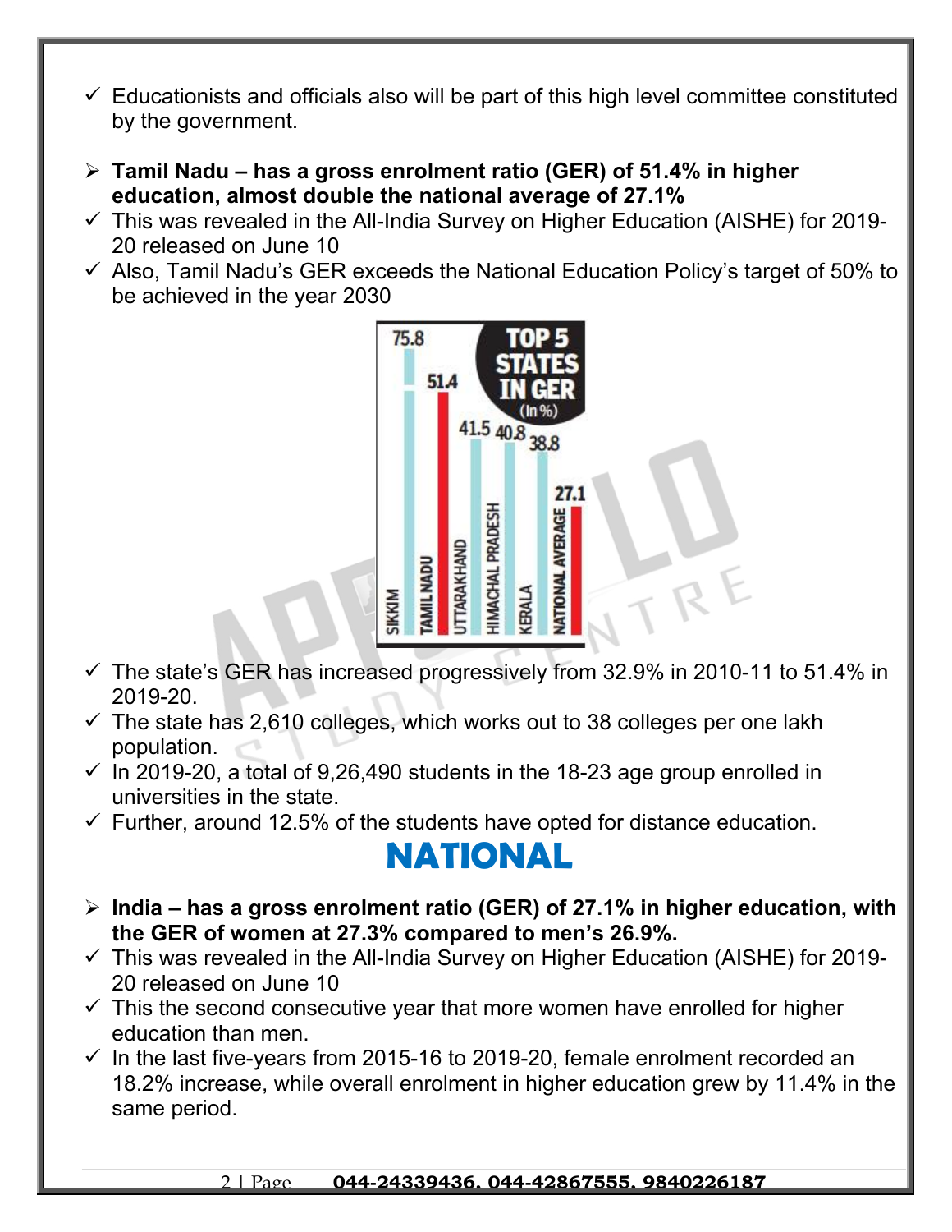- ✓ Educationists and officials also will be part of this high level committee constituted by the government.

- ➢ **Tamil Nadu – has a gross enrolment ratio (GER) of 51.4% in higher education, almost double the national average of 27.1%**
- ✓ This was revealed in the All-India Survey on Higher Education (AISHE) for 2019-20 released on June 10
- ✓ Also, Tamil Nadu's GER exceeds the National Education Policy's target of 50% to be achieved in the year 2030

**TOP 5 STATES IN GER (In %)**

| State | GER (%) |
|---|---|
| SIKKIM | 75.8 |
| TAMIL NADU | 51.4 |
| UTTARAKHAND | 41.5 |
| HIMACHAL PRADESH | 40.8 |
| KERALA | 38.8 |
| NATIONAL AVERAGE | 27.1 |

- ✓ The state's GER has increased progressively from 32.9% in 2010-11 to 51.4% in 2019-20.
- ✓ The state has 2,610 colleges, which works out to 38 colleges per one lakh population.
- ✓ In 2019-20, a total of 9,26,490 students in the 18-23 age group enrolled in universities in the state.
- ✓ Further, around 12.5% of the students have opted for distance education.

# NATIONAL

- ➢ **India – has a gross enrolment ratio (GER) of 27.1% in higher education, with the GER of women at 27.3% compared to men's 26.9%.**
- ✓ This was revealed in the All-India Survey on Higher Education (AISHE) for 2019-20 released on June 10
- ✓ This the second consecutive year that more women have enrolled for higher education than men.
- ✓ In the last five-years from 2015-16 to 2019-20, female enrolment recorded an 18.2% increase, while overall enrolment in higher education grew by 11.4% in the same period.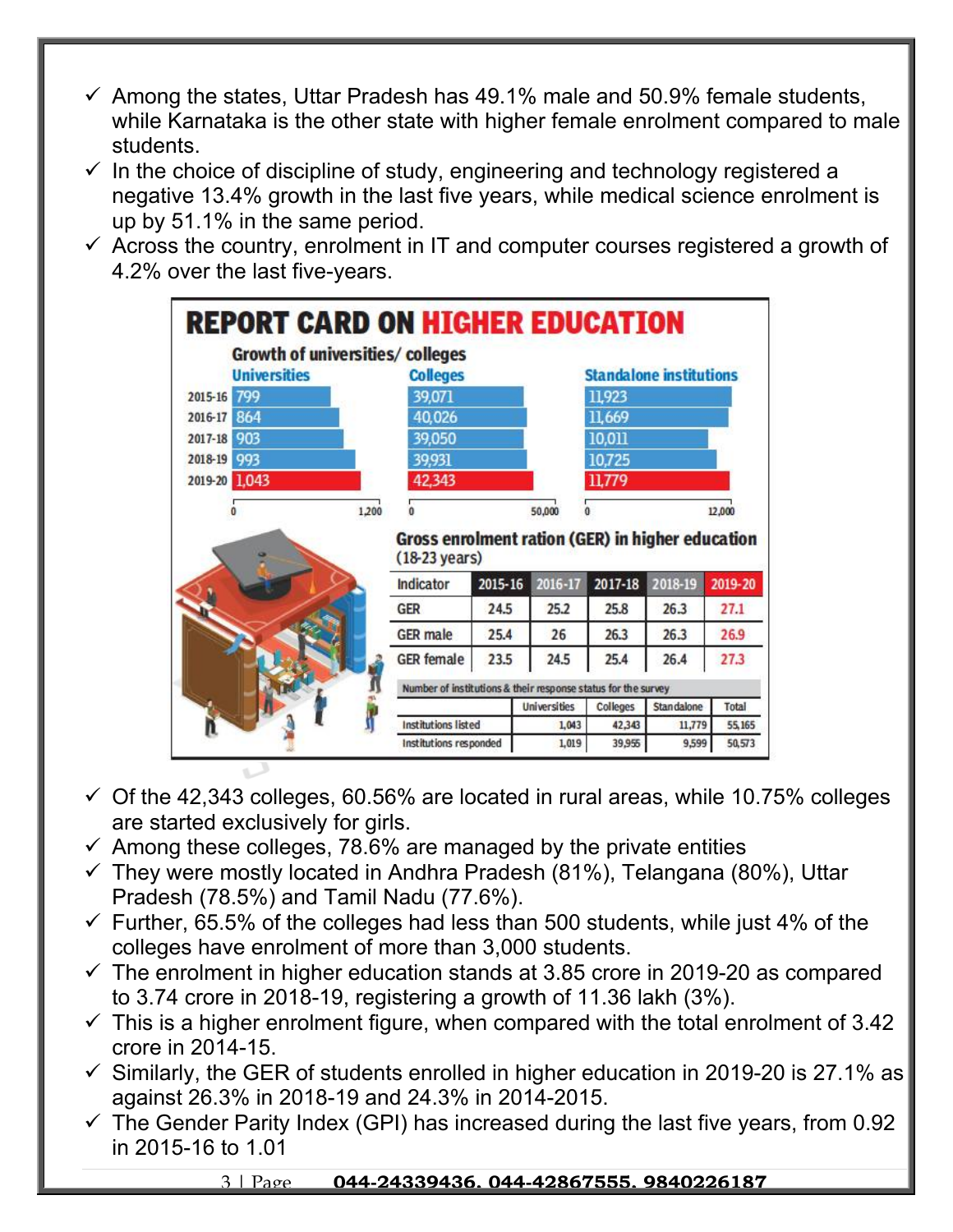- ✓ Among the states, Uttar Pradesh has 49.1% male and 50.9% female students, while Karnataka is the other state with higher female enrolment compared to male students.
- ✓ In the choice of discipline of study, engineering and technology registered a negative 13.4% growth in the last five years, while medical science enrolment is up by 51.1% in the same period.
- ✓ Across the country, enrolment in IT and computer courses registered a growth of 4.2% over the last five-years.

## REPORT CARD ON HIGHER EDUCATION

### Growth of universities/ colleges

| Year | Universities | Colleges | Standalone institutions |
|---|---|---|---|
| 2015-16 | 799 | 39,071 | 11,923 |
| 2016-17 | 864 | 40,026 | 11,669 |
| 2017-18 | 903 | 39,050 | 10,011 |
| 2018-19 | 993 | 39,931 | 10,725 |
| 2019-20 | 1,043 | 42,343 | 11,779 |

### Gross enrolment ration (GER) in higher education (18-23 years)

| Indicator | 2015-16 | 2016-17 | 2017-18 | 2018-19 | 2019-20 |
|---|---|---|---|---|---|
| GER | 24.5 | 25.2 | 25.8 | 26.3 | 27.1 |
| GER male | 25.4 | 26 | 26.3 | 26.3 | 26.9 |
| GER female | 23.5 | 24.5 | 25.4 | 26.4 | 27.3 |

Number of institutions & their response status for the survey

| | Universities | Colleges | Standalone | Total |
|---|---|---|---|---|
| Institutions listed | 1,043 | 42,343 | 11,779 | 55,165 |
| Institutions responded | 1,019 | 39,955 | 9,599 | 50,573 |

- ✓ Of the 42,343 colleges, 60.56% are located in rural areas, while 10.75% colleges are started exclusively for girls.
- ✓ Among these colleges, 78.6% are managed by the private entities
- ✓ They were mostly located in Andhra Pradesh (81%), Telangana (80%), Uttar Pradesh (78.5%) and Tamil Nadu (77.6%).
- ✓ Further, 65.5% of the colleges had less than 500 students, while just 4% of the colleges have enrolment of more than 3,000 students.
- ✓ The enrolment in higher education stands at 3.85 crore in 2019-20 as compared to 3.74 crore in 2018-19, registering a growth of 11.36 lakh (3%).
- ✓ This is a higher enrolment figure, when compared with the total enrolment of 3.42 crore in 2014-15.
- ✓ Similarly, the GER of students enrolled in higher education in 2019-20 is 27.1% as against 26.3% in 2018-19 and 24.3% in 2014-2015.
- ✓ The Gender Parity Index (GPI) has increased during the last five years, from 0.92 in 2015-16 to 1.01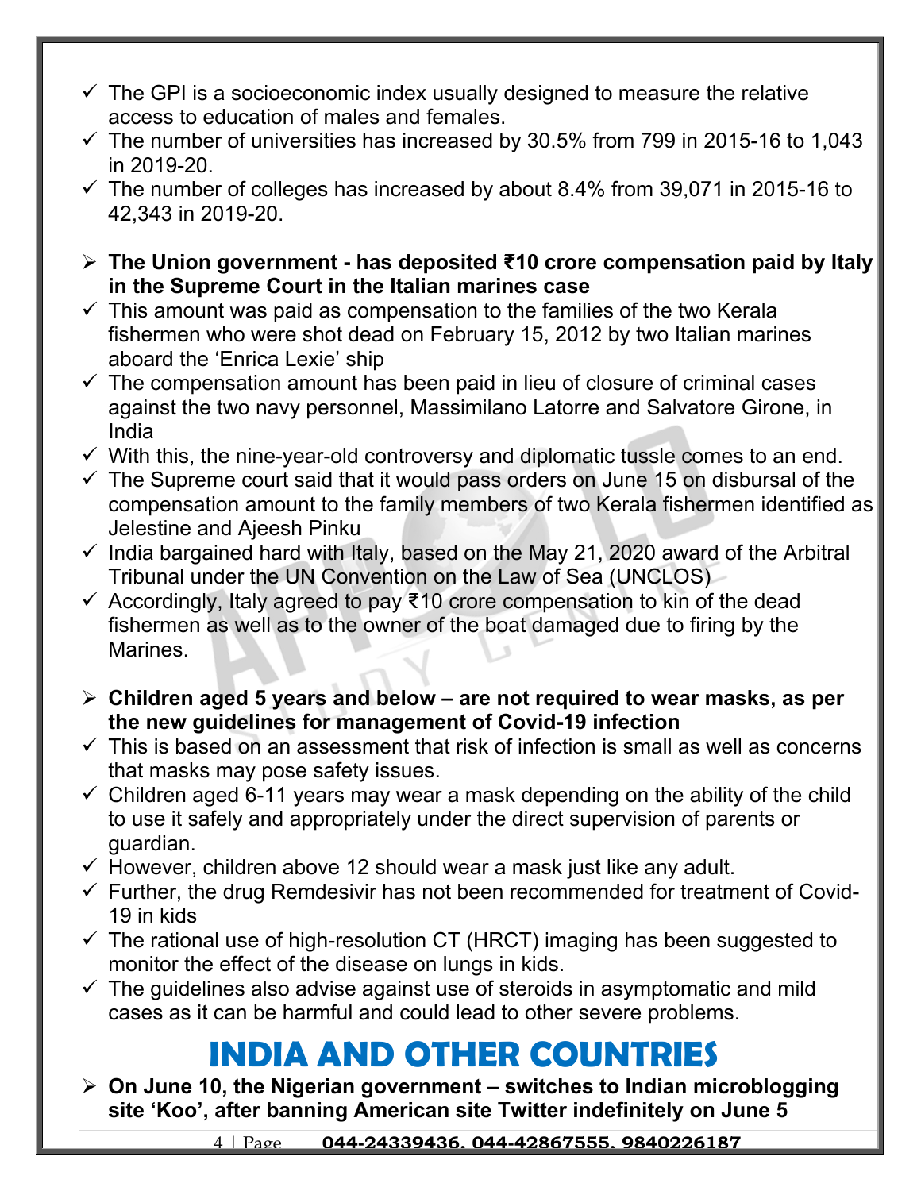- ✓ The GPI is a socioeconomic index usually designed to measure the relative access to education of males and females.
- ✓ The number of universities has increased by 30.5% from 799 in 2015-16 to 1,043 in 2019-20.
- ✓ The number of colleges has increased by about 8.4% from 39,071 in 2015-16 to 42,343 in 2019-20.

➢ **The Union government - has deposited ₹10 crore compensation paid by Italy in the Supreme Court in the Italian marines case**

- ✓ This amount was paid as compensation to the families of the two Kerala fishermen who were shot dead on February 15, 2012 by two Italian marines aboard the 'Enrica Lexie' ship
- ✓ The compensation amount has been paid in lieu of closure of criminal cases against the two navy personnel, Massimilano Latorre and Salvatore Girone, in India
- ✓ With this, the nine-year-old controversy and diplomatic tussle comes to an end.
- ✓ The Supreme court said that it would pass orders on June 15 on disbursal of the compensation amount to the family members of two Kerala fishermen identified as Jelestine and Ajeesh Pinku
- ✓ India bargained hard with Italy, based on the May 21, 2020 award of the Arbitral Tribunal under the UN Convention on the Law of Sea (UNCLOS)
- ✓ Accordingly, Italy agreed to pay ₹10 crore compensation to kin of the dead fishermen as well as to the owner of the boat damaged due to firing by the Marines.

➢ **Children aged 5 years and below – are not required to wear masks, as per the new guidelines for management of Covid-19 infection**

- ✓ This is based on an assessment that risk of infection is small as well as concerns that masks may pose safety issues.
- ✓ Children aged 6-11 years may wear a mask depending on the ability of the child to use it safely and appropriately under the direct supervision of parents or guardian.
- ✓ However, children above 12 should wear a mask just like any adult.
- ✓ Further, the drug Remdesivir has not been recommended for treatment of Covid-19 in kids
- ✓ The rational use of high-resolution CT (HRCT) imaging has been suggested to monitor the effect of the disease on lungs in kids.
- ✓ The guidelines also advise against use of steroids in asymptomatic and mild cases as it can be harmful and could lead to other severe problems.

# INDIA AND OTHER COUNTRIES

➢ **On June 10, the Nigerian government – switches to Indian microblogging site 'Koo', after banning American site Twitter indefinitely on June 5**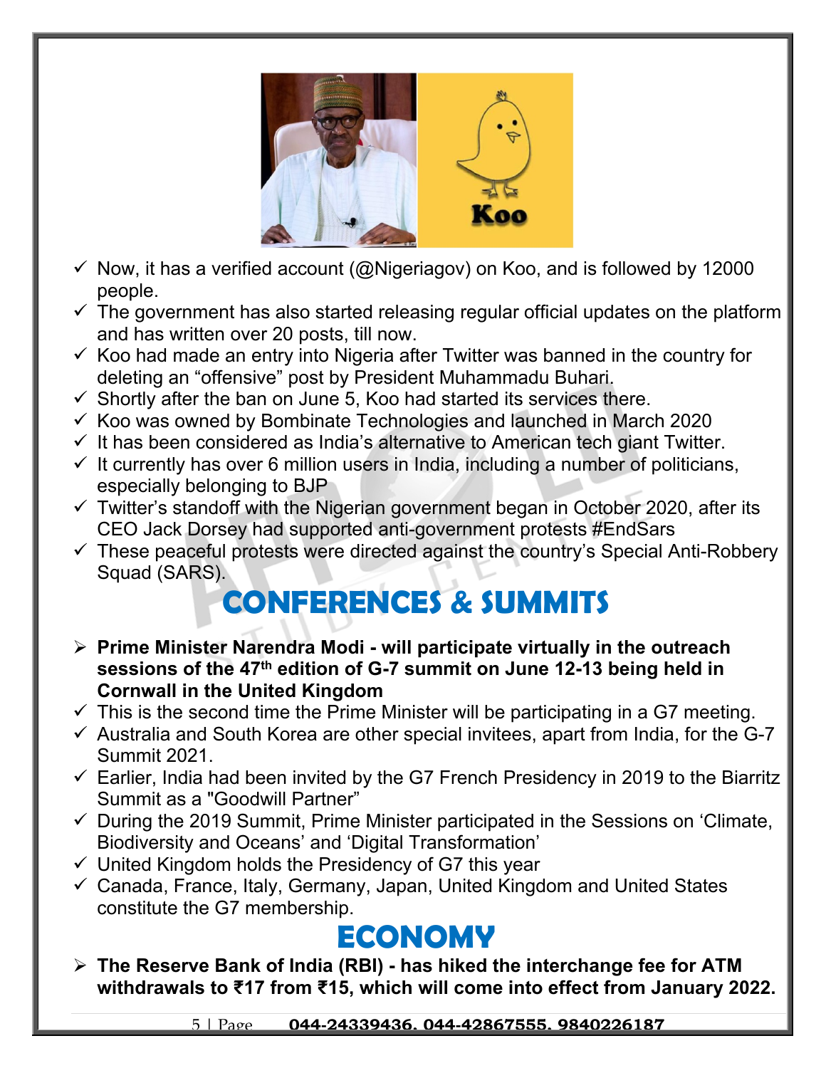- ✓ Now, it has a verified account (@Nigeriagov) on Koo, and is followed by 12000 people.
- ✓ The government has also started releasing regular official updates on the platform and has written over 20 posts, till now.
- ✓ Koo had made an entry into Nigeria after Twitter was banned in the country for deleting an "offensive" post by President Muhammadu Buhari.
- ✓ Shortly after the ban on June 5, Koo had started its services there.
- ✓ Koo was owned by Bombinate Technologies and launched in March 2020
- ✓ It has been considered as India's alternative to American tech giant Twitter.
- ✓ It currently has over 6 million users in India, including a number of politicians, especially belonging to BJP
- ✓ Twitter's standoff with the Nigerian government began in October 2020, after its CEO Jack Dorsey had supported anti-government protests #EndSars
- ✓ These peaceful protests were directed against the country's Special Anti-Robbery Squad (SARS).

# CONFERENCES & SUMMITS

- ➢ **Prime Minister Narendra Modi - will participate virtually in the outreach sessions of the 47th edition of G-7 summit on June 12-13 being held in Cornwall in the United Kingdom**
- ✓ This is the second time the Prime Minister will be participating in a G7 meeting.
- ✓ Australia and South Korea are other special invitees, apart from India, for the G-7 Summit 2021.
- ✓ Earlier, India had been invited by the G7 French Presidency in 2019 to the Biarritz Summit as a "Goodwill Partner"
- ✓ During the 2019 Summit, Prime Minister participated in the Sessions on 'Climate, Biodiversity and Oceans' and 'Digital Transformation'
- ✓ United Kingdom holds the Presidency of G7 this year
- ✓ Canada, France, Italy, Germany, Japan, United Kingdom and United States constitute the G7 membership.

# ECONOMY

- ➢ **The Reserve Bank of India (RBI) - has hiked the interchange fee for ATM withdrawals to ₹17 from ₹15, which will come into effect from January 2022.**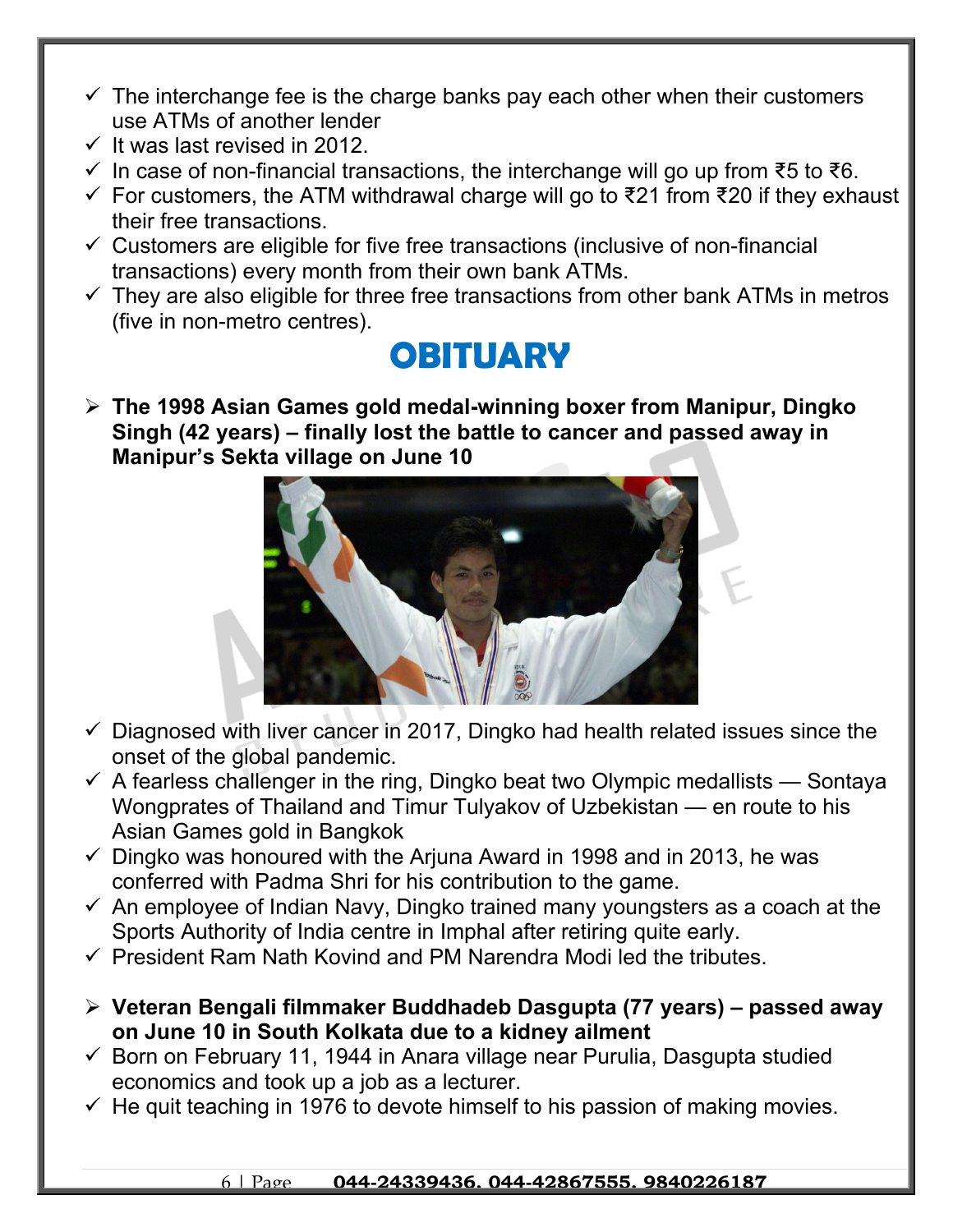- ✓ The interchange fee is the charge banks pay each other when their customers use ATMs of another lender
- ✓ It was last revised in 2012.
- ✓ In case of non-financial transactions, the interchange will go up from ₹5 to ₹6.
- ✓ For customers, the ATM withdrawal charge will go to ₹21 from ₹20 if they exhaust their free transactions.
- ✓ Customers are eligible for five free transactions (inclusive of non-financial transactions) every month from their own bank ATMs.
- ✓ They are also eligible for three free transactions from other bank ATMs in metros (five in non-metro centres).

# OBITUARY

- **The 1998 Asian Games gold medal-winning boxer from Manipur, Dingko Singh (42 years) – finally lost the battle to cancer and passed away in Manipur's Sekta village on June 10**

- ✓ Diagnosed with liver cancer in 2017, Dingko had health related issues since the onset of the global pandemic.
- ✓ A fearless challenger in the ring, Dingko beat two Olympic medallists — Sontaya Wongprates of Thailand and Timur Tulyakov of Uzbekistan — en route to his Asian Games gold in Bangkok
- ✓ Dingko was honoured with the Arjuna Award in 1998 and in 2013, he was conferred with Padma Shri for his contribution to the game.
- ✓ An employee of Indian Navy, Dingko trained many youngsters as a coach at the Sports Authority of India centre in Imphal after retiring quite early.
- ✓ President Ram Nath Kovind and PM Narendra Modi led the tributes.

- **Veteran Bengali filmmaker Buddhadeb Dasgupta (77 years) – passed away on June 10 in South Kolkata due to a kidney ailment**
- ✓ Born on February 11, 1944 in Anara village near Purulia, Dasgupta studied economics and took up a job as a lecturer.
- ✓ He quit teaching in 1976 to devote himself to his passion of making movies.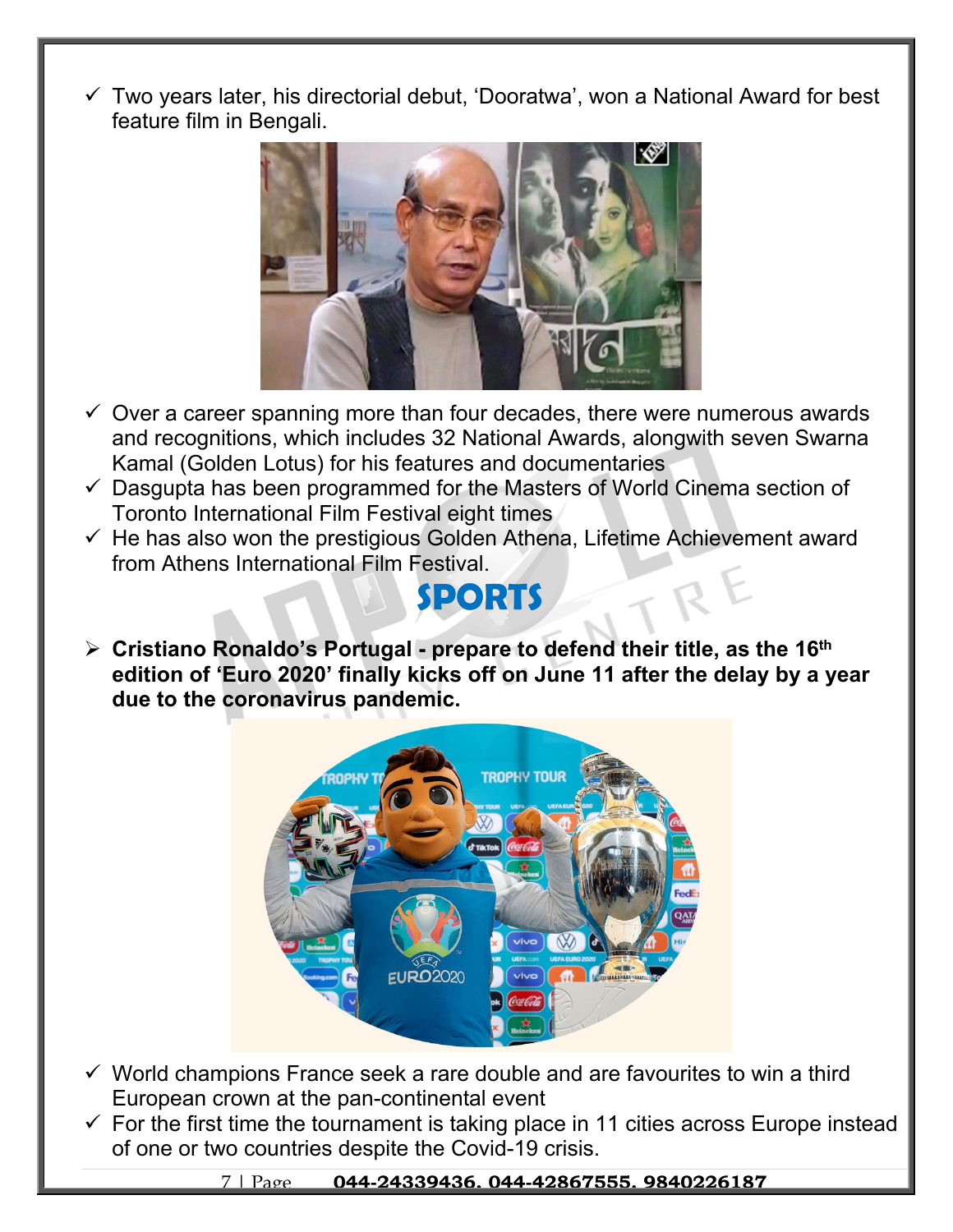- ✓ Two years later, his directorial debut, 'Dooratwa', won a National Award for best feature film in Bengali.

- ✓ Over a career spanning more than four decades, there were numerous awards and recognitions, which includes 32 National Awards, alongwith seven Swarna Kamal (Golden Lotus) for his features and documentaries
- ✓ Dasgupta has been programmed for the Masters of World Cinema section of Toronto International Film Festival eight times
- ✓ He has also won the prestigious Golden Athena, Lifetime Achievement award from Athens International Film Festival.

# SPORTS

- **Cristiano Ronaldo's Portugal - prepare to defend their title, as the 16th edition of 'Euro 2020' finally kicks off on June 11 after the delay by a year due to the coronavirus pandemic.**

- ✓ World champions France seek a rare double and are favourites to win a third European crown at the pan-continental event
- ✓ For the first time the tournament is taking place in 11 cities across Europe instead of one or two countries despite the Covid-19 crisis.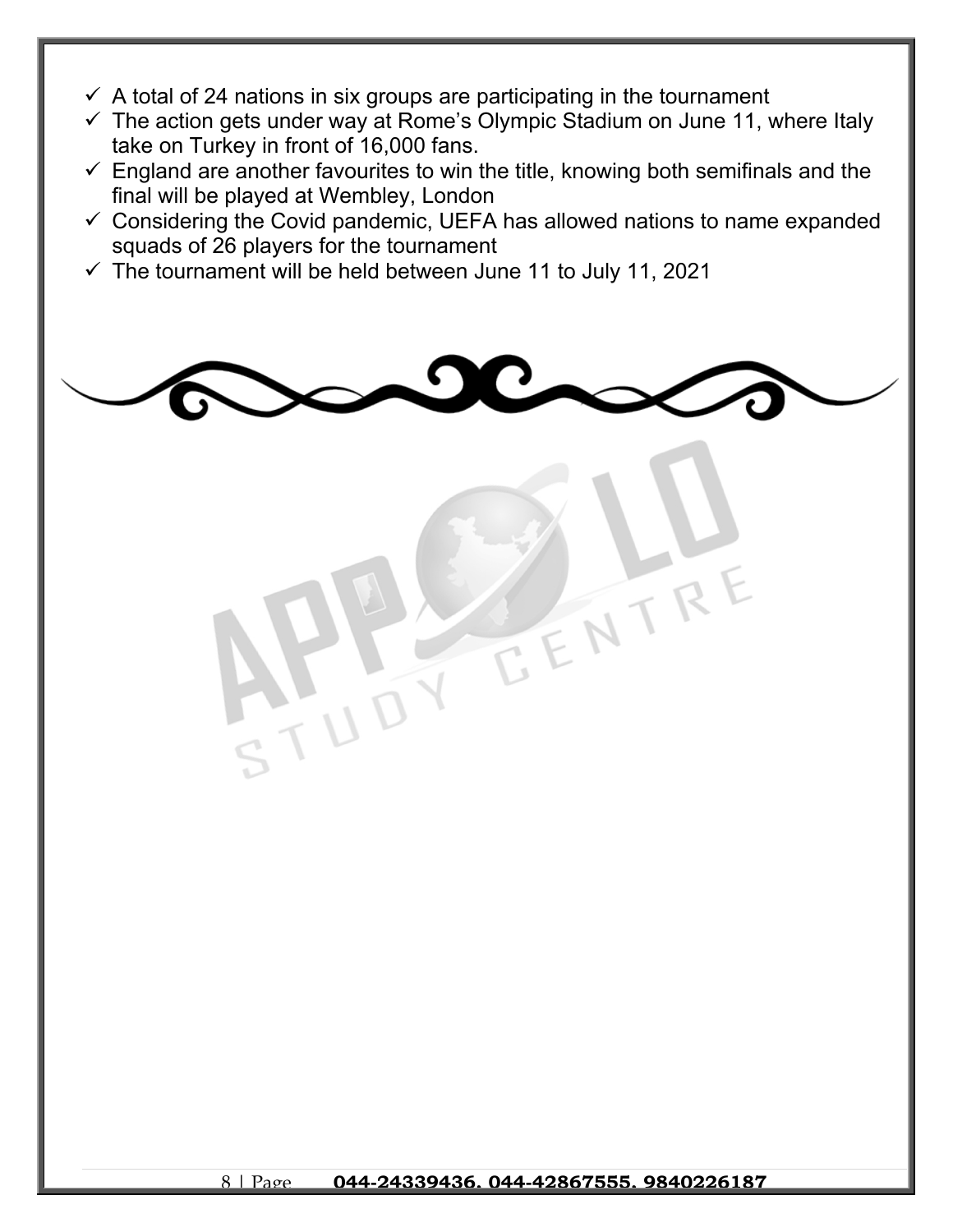- ✓ A total of 24 nations in six groups are participating in the tournament
- ✓ The action gets under way at Rome's Olympic Stadium on June 11, where Italy take on Turkey in front of 16,000 fans.
- ✓ England are another favourites to win the title, knowing both semifinals and the final will be played at Wembley, London
- ✓ Considering the Covid pandemic, UEFA has allowed nations to name expanded squads of 26 players for the tournament
- ✓ The tournament will be held between June 11 to July 11, 2021